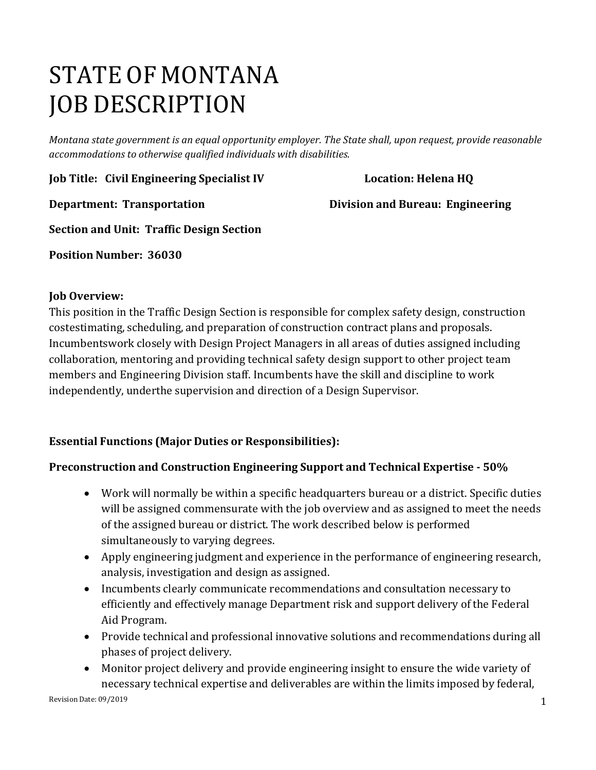# STATE OF MONTANA
# JOB DESCRIPTION

*Montana state government is an equal opportunity employer. The State shall, upon request, provide reasonable accommodations to otherwise qualified individuals with disabilities.*

**Job Title: Civil Engineering Specialist IV** **Location: Helena HQ**

**Department: Transportation** **Division and Bureau: Engineering**

**Section and Unit: Traffic Design Section**

**Position Number: 36030**

**Job Overview:**
This position in the Traffic Design Section is responsible for complex safety design, construction costestimating, scheduling, and preparation of construction contract plans and proposals. Incumbentswork closely with Design Project Managers in all areas of duties assigned including collaboration, mentoring and providing technical safety design support to other project team members and Engineering Division staff. Incumbents have the skill and discipline to work independently, underthe supervision and direction of a Design Supervisor.

**Essential Functions (Major Duties or Responsibilities):**

**Preconstruction and Construction Engineering Support and Technical Expertise - 50%**

- Work will normally be within a specific headquarters bureau or a district. Specific duties will be assigned commensurate with the job overview and as assigned to meet the needs of the assigned bureau or district. The work described below is performed simultaneously to varying degrees.
- Apply engineering judgment and experience in the performance of engineering research, analysis, investigation and design as assigned.
- Incumbents clearly communicate recommendations and consultation necessary to efficiently and effectively manage Department risk and support delivery of the Federal Aid Program.
- Provide technical and professional innovative solutions and recommendations during all phases of project delivery.
- Monitor project delivery and provide engineering insight to ensure the wide variety of necessary technical expertise and deliverables are within the limits imposed by federal,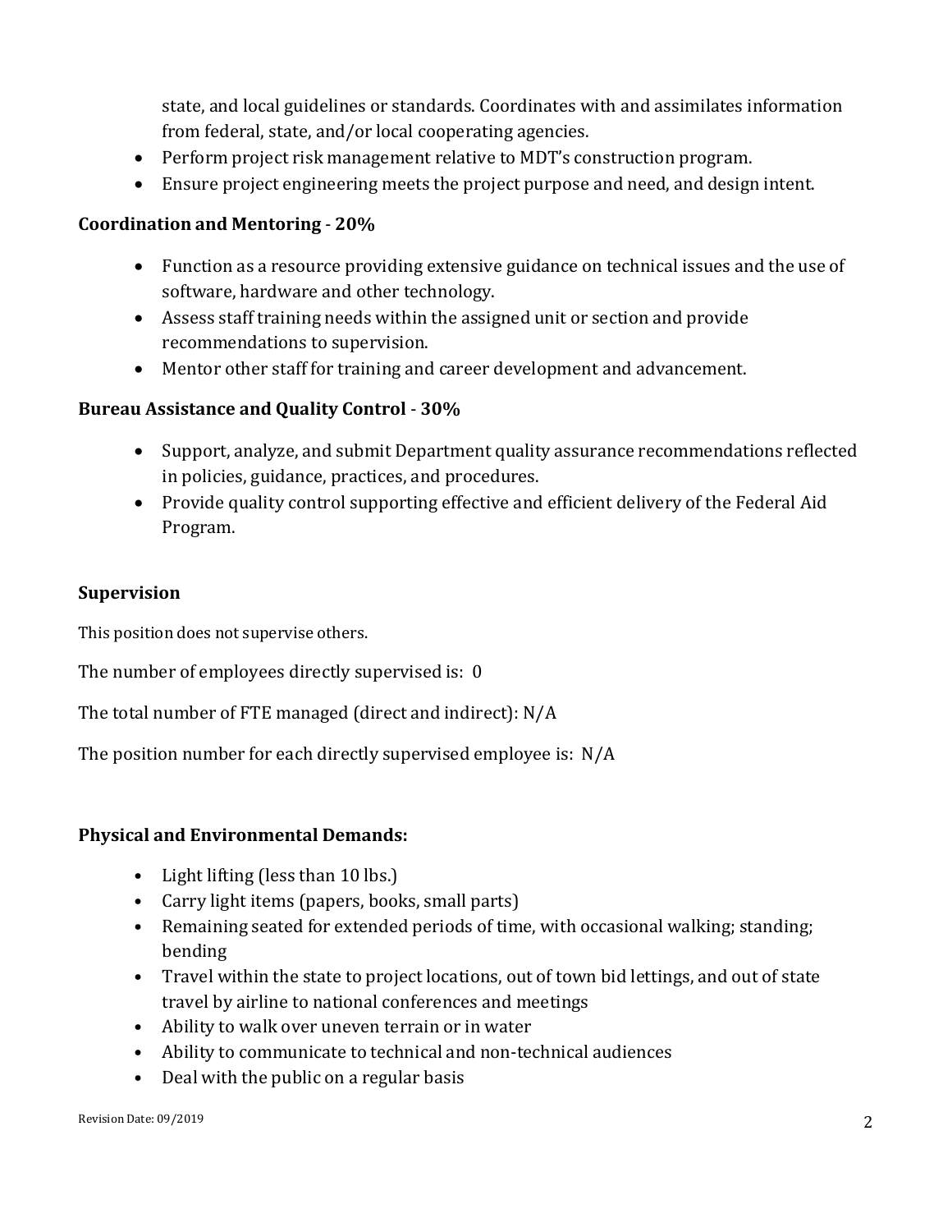state, and local guidelines or standards. Coordinates with and assimilates information from federal, state, and/or local cooperating agencies.
- Perform project risk management relative to MDT's construction program.
- Ensure project engineering meets the project purpose and need, and design intent.

**Coordination and Mentoring - 20%**

- Function as a resource providing extensive guidance on technical issues and the use of software, hardware and other technology.
- Assess staff training needs within the assigned unit or section and provide recommendations to supervision.
- Mentor other staff for training and career development and advancement.

**Bureau Assistance and Quality Control - 30%**

- Support, analyze, and submit Department quality assurance recommendations reflected in policies, guidance, practices, and procedures.
- Provide quality control supporting effective and efficient delivery of the Federal Aid Program.

**Supervision**

This position does not supervise others.

The number of employees directly supervised is: 0

The total number of FTE managed (direct and indirect): N/A

The position number for each directly supervised employee is: N/A

**Physical and Environmental Demands:**

- Light lifting (less than 10 lbs.)
- Carry light items (papers, books, small parts)
- Remaining seated for extended periods of time, with occasional walking; standing; bending
- Travel within the state to project locations, out of town bid lettings, and out of state travel by airline to national conferences and meetings
- Ability to walk over uneven terrain or in water
- Ability to communicate to technical and non-technical audiences
- Deal with the public on a regular basis

Revision Date: 09/2019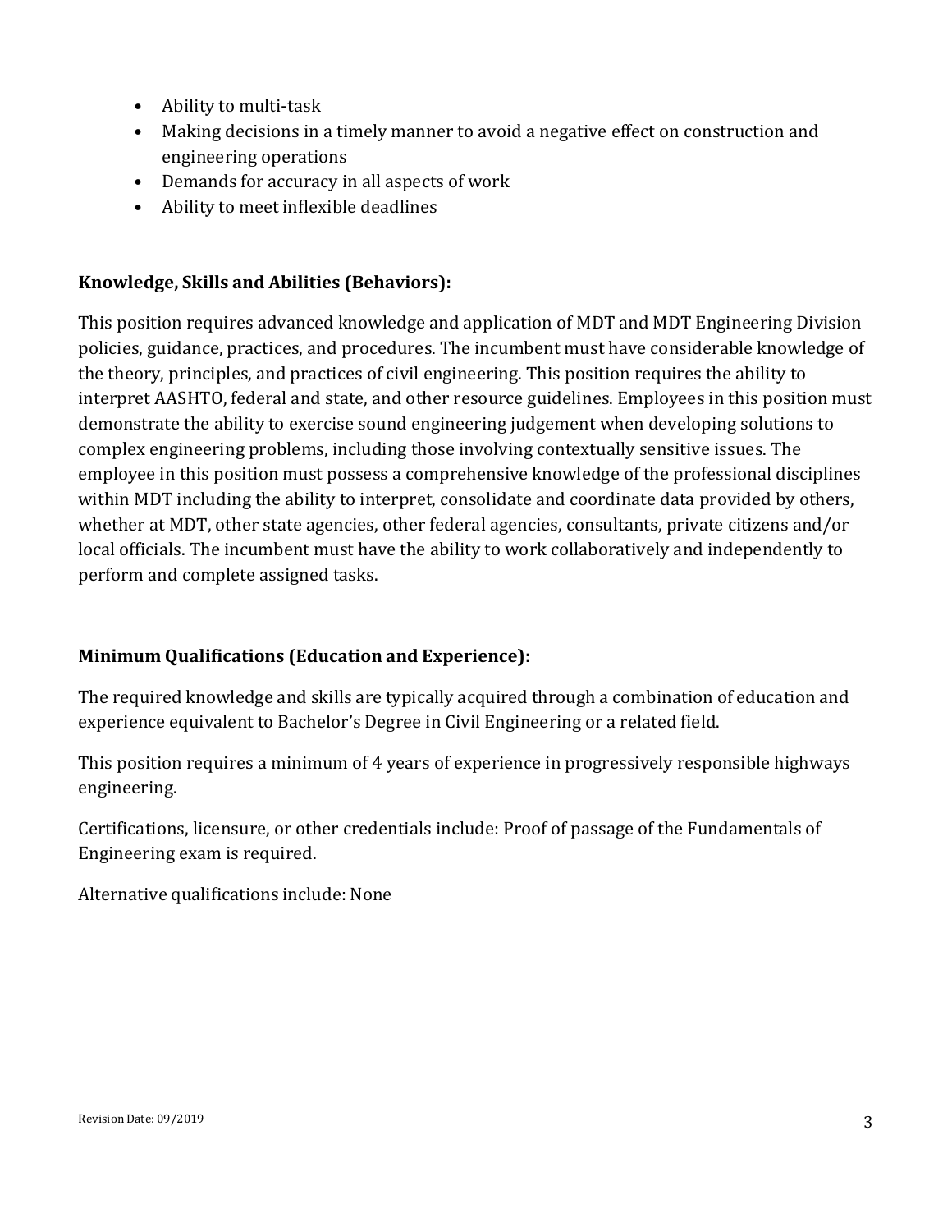- Ability to multi-task
- Making decisions in a timely manner to avoid a negative effect on construction and engineering operations
- Demands for accuracy in all aspects of work
- Ability to meet inflexible deadlines

**Knowledge, Skills and Abilities (Behaviors):**

This position requires advanced knowledge and application of MDT and MDT Engineering Division policies, guidance, practices, and procedures. The incumbent must have considerable knowledge of the theory, principles, and practices of civil engineering. This position requires the ability to interpret AASHTO, federal and state, and other resource guidelines. Employees in this position must demonstrate the ability to exercise sound engineering judgement when developing solutions to complex engineering problems, including those involving contextually sensitive issues. The employee in this position must possess a comprehensive knowledge of the professional disciplines within MDT including the ability to interpret, consolidate and coordinate data provided by others, whether at MDT, other state agencies, other federal agencies, consultants, private citizens and/or local officials. The incumbent must have the ability to work collaboratively and independently to perform and complete assigned tasks.

**Minimum Qualifications (Education and Experience):**

The required knowledge and skills are typically acquired through a combination of education and experience equivalent to Bachelor's Degree in Civil Engineering or a related field.

This position requires a minimum of 4 years of experience in progressively responsible highways engineering.

Certifications, licensure, or other credentials include: Proof of passage of the Fundamentals of Engineering exam is required.

Alternative qualifications include: None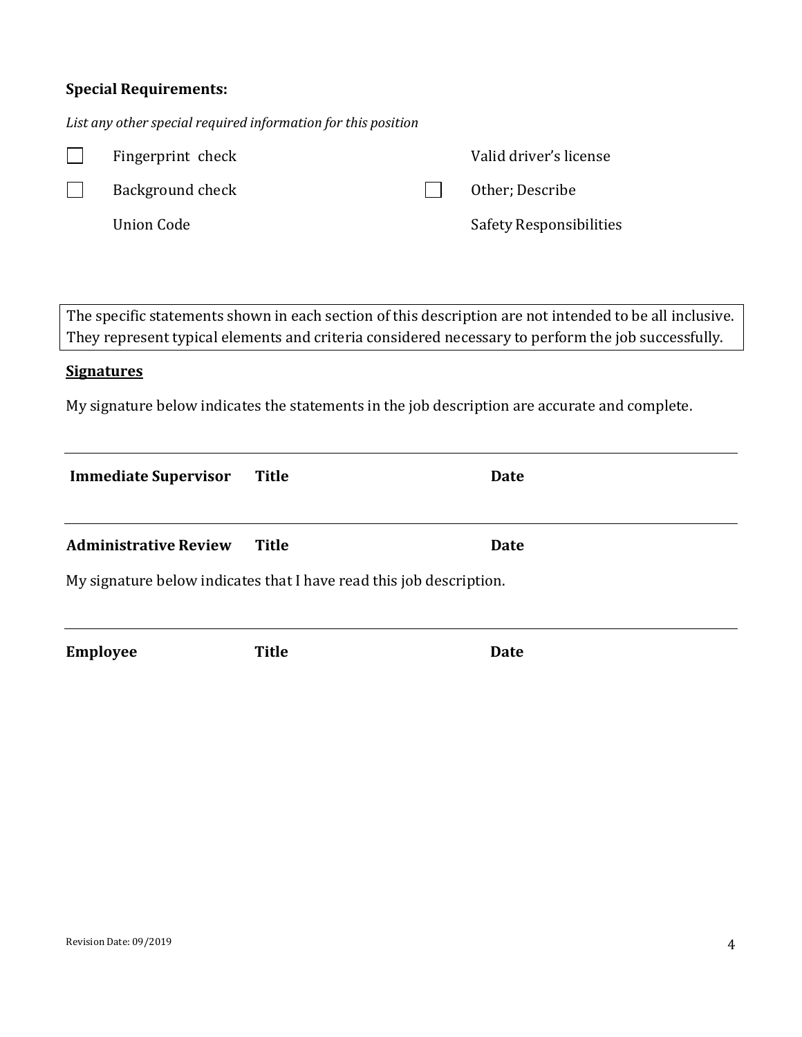**Special Requirements:**

*List any other special required information for this position*

- [ ] Fingerprint check
- Valid driver's license
- [ ] Background check
- [ ] Other; Describe
- Union Code
- Safety Responsibilities

> The specific statements shown in each section of this description are not intended to be all inclusive. They represent typical elements and criteria considered necessary to perform the job successfully.

**Signatures**

My signature below indicates the statements in the job description are accurate and complete.

---

**Immediate Supervisor** **Title** **Date**

---

**Administrative Review** **Title** **Date**

My signature below indicates that I have read this job description.

---

**Employee** **Title** **Date**

Revision Date: 09/2019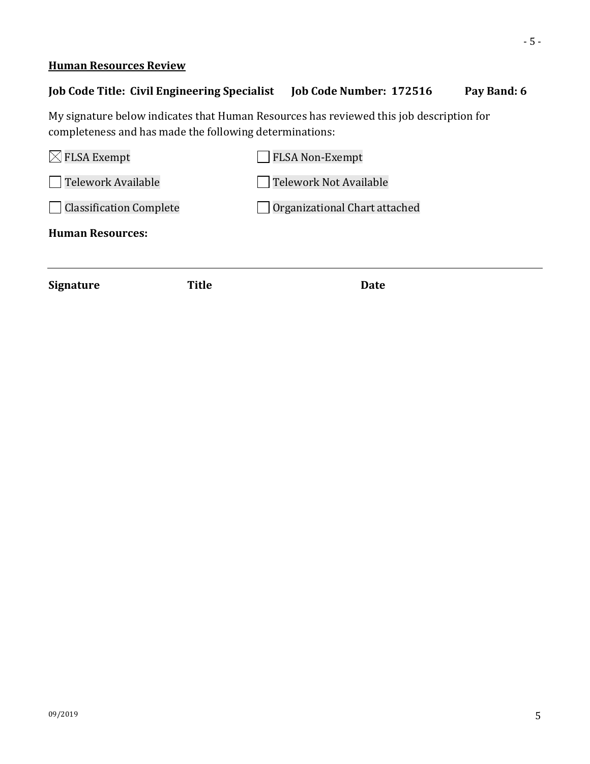**Human Resources Review**

**Job Code Title: Civil Engineering Specialist Job Code Number: 172516 Pay Band: 6**

My signature below indicates that Human Resources has reviewed this job description for completeness and has made the following determinations:

- [x] FLSA Exempt
- [ ] FLSA Non-Exempt
- [ ] Telework Available
- [ ] Telework Not Available
- [ ] Classification Complete
- [ ] Organizational Chart attached

**Human Resources:**

---

**Signature** **Title** **Date**

09/2019